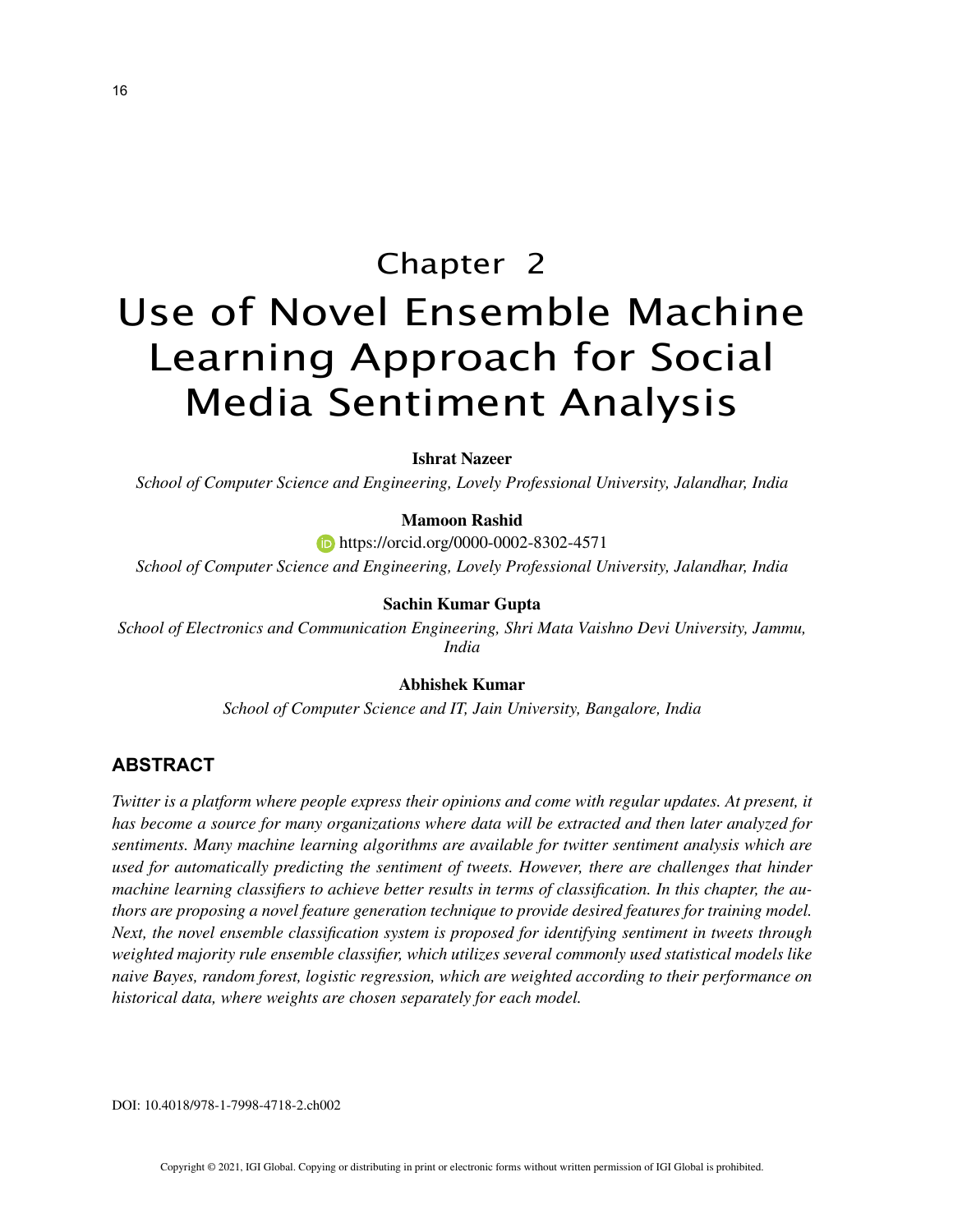# Chapter 2
# Use of Novel Ensemble Machine Learning Approach for Social Media Sentiment Analysis

**Ishrat Nazeer**
*School of Computer Science and Engineering, Lovely Professional University, Jalandhar, India*

**Mamoon Rashid**
https://orcid.org/0000-0002-8302-4571
*School of Computer Science and Engineering, Lovely Professional University, Jalandhar, India*

**Sachin Kumar Gupta**
*School of Electronics and Communication Engineering, Shri Mata Vaishno Devi University, Jammu, India*

**Abhishek Kumar**
*School of Computer Science and IT, Jain University, Bangalore, India*

## ABSTRACT

*Twitter is a platform where people express their opinions and come with regular updates. At present, it has become a source for many organizations where data will be extracted and then later analyzed for sentiments. Many machine learning algorithms are available for twitter sentiment analysis which are used for automatically predicting the sentiment of tweets. However, there are challenges that hinder machine learning classifiers to achieve better results in terms of classification. In this chapter, the authors are proposing a novel feature generation technique to provide desired features for training model. Next, the novel ensemble classification system is proposed for identifying sentiment in tweets through weighted majority rule ensemble classifier, which utilizes several commonly used statistical models like naive Bayes, random forest, logistic regression, which are weighted according to their performance on historical data, where weights are chosen separately for each model.*

DOI: 10.4018/978-1-7998-4718-2.ch002

Copyright © 2021, IGI Global. Copying or distributing in print or electronic forms without written permission of IGI Global is prohibited.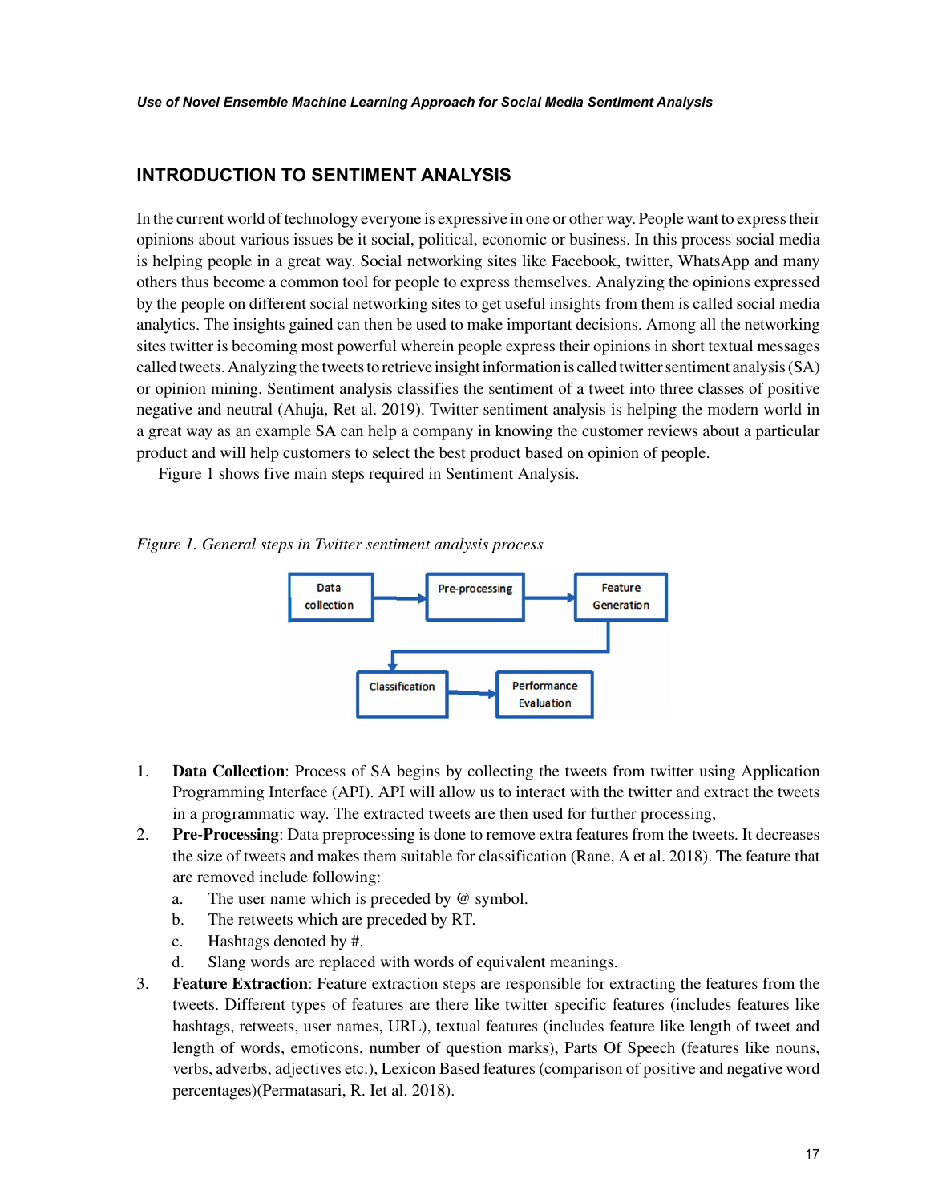## INTRODUCTION TO SENTIMENT ANALYSIS

In the current world of technology everyone is expressive in one or other way. People want to express their opinions about various issues be it social, political, economic or business. In this process social media is helping people in a great way. Social networking sites like Facebook, twitter, WhatsApp and many others thus become a common tool for people to express themselves. Analyzing the opinions expressed by the people on different social networking sites to get useful insights from them is called social media analytics. The insights gained can then be used to make important decisions. Among all the networking sites twitter is becoming most powerful wherein people express their opinions in short textual messages called tweets. Analyzing the tweets to retrieve insight information is called twitter sentiment analysis (SA) or opinion mining. Sentiment analysis classifies the sentiment of a tweet into three classes of positive negative and neutral (Ahuja, Ret al. 2019). Twitter sentiment analysis is helping the modern world in a great way as an example SA can help a company in knowing the customer reviews about a particular product and will help customers to select the best product based on opinion of people.

Figure 1 shows five main steps required in Sentiment Analysis.

*Figure 1. General steps in Twitter sentiment analysis process*

1. **Data Collection**: Process of SA begins by collecting the tweets from twitter using Application Programming Interface (API). API will allow us to interact with the twitter and extract the tweets in a programmatic way. The extracted tweets are then used for further processing,
2. **Pre-Processing**: Data preprocessing is done to remove extra features from the tweets. It decreases the size of tweets and makes them suitable for classification (Rane, A et al. 2018). The feature that are removed include following:
   a. The user name which is preceded by @ symbol.
   b. The retweets which are preceded by RT.
   c. Hashtags denoted by #.
   d. Slang words are replaced with words of equivalent meanings.
3. **Feature Extraction**: Feature extraction steps are responsible for extracting the features from the tweets. Different types of features are there like twitter specific features (includes features like hashtags, retweets, user names, URL), textual features (includes feature like length of tweet and length of words, emoticons, number of question marks), Parts Of Speech (features like nouns, verbs, adverbs, adjectives etc.), Lexicon Based features (comparison of positive and negative word percentages)(Permatasari, R. Iet al. 2018).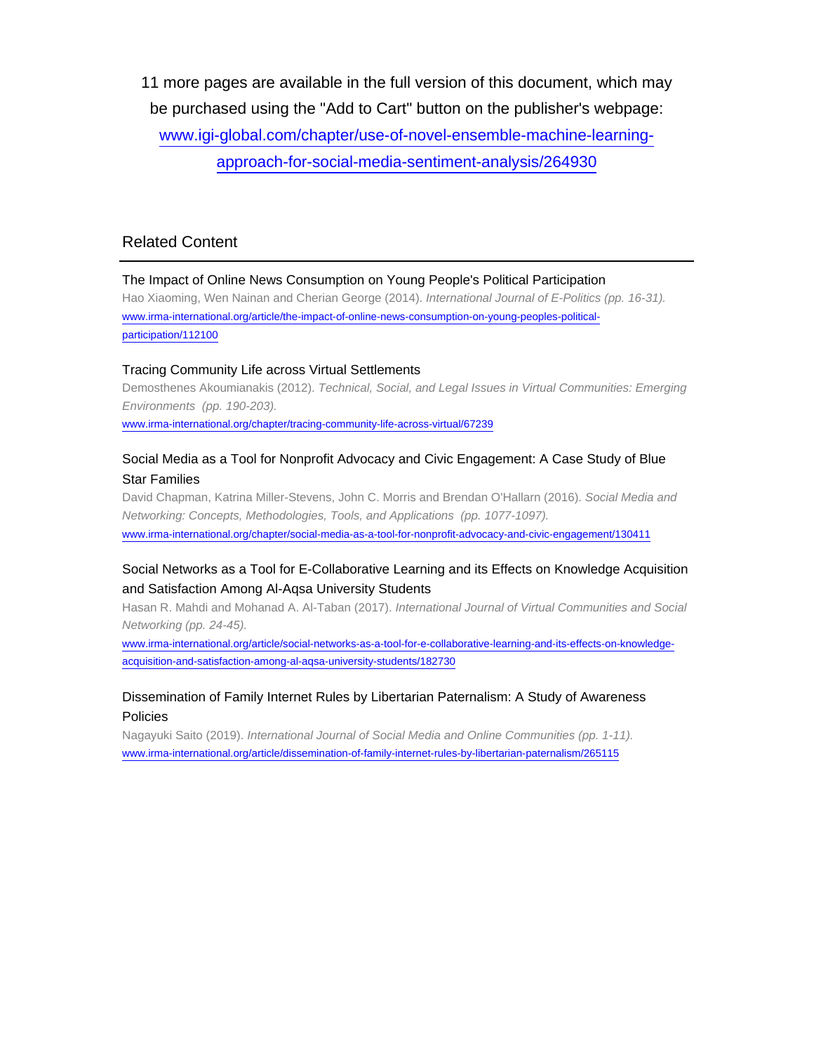11 more pages are available in the full version of this document, which may be purchased using the "Add to Cart" button on the publisher's webpage: [www.igi-global.com/chapter/use-of-novel-ensemble-machine-learning-approach-for-social-media-sentiment-analysis/264930](http://www.igi-global.com/chapter/use-of-novel-ensemble-machine-learning-approach-for-social-media-sentiment-analysis/264930)

## Related Content

**The Impact of Online News Consumption on Young People's Political Participation**

Hao Xiaoming, Wen Nainan and Cherian George (2014). *International Journal of E-Politics (pp. 16-31).*

[www.irma-international.org/article/the-impact-of-online-news-consumption-on-young-peoples-political-participation/112100](http://www.irma-international.org/article/the-impact-of-online-news-consumption-on-young-peoples-political-participation/112100)

**Tracing Community Life across Virtual Settlements**

Demosthenes Akoumianakis (2012). *Technical, Social, and Legal Issues in Virtual Communities: Emerging Environments (pp. 190-203).*

[www.irma-international.org/chapter/tracing-community-life-across-virtual/67239](http://www.irma-international.org/chapter/tracing-community-life-across-virtual/67239)

**Social Media as a Tool for Nonprofit Advocacy and Civic Engagement: A Case Study of Blue Star Families**

David Chapman, Katrina Miller-Stevens, John C. Morris and Brendan O'Hallarn (2016). *Social Media and Networking: Concepts, Methodologies, Tools, and Applications (pp. 1077-1097).*

[www.irma-international.org/chapter/social-media-as-a-tool-for-nonprofit-advocacy-and-civic-engagement/130411](http://www.irma-international.org/chapter/social-media-as-a-tool-for-nonprofit-advocacy-and-civic-engagement/130411)

**Social Networks as a Tool for E-Collaborative Learning and its Effects on Knowledge Acquisition and Satisfaction Among Al-Aqsa University Students**

Hasan R. Mahdi and Mohanad A. Al-Taban (2017). *International Journal of Virtual Communities and Social Networking (pp. 24-45).*

[www.irma-international.org/article/social-networks-as-a-tool-for-e-collaborative-learning-and-its-effects-on-knowledge-acquisition-and-satisfaction-among-al-aqsa-university-students/182730](http://www.irma-international.org/article/social-networks-as-a-tool-for-e-collaborative-learning-and-its-effects-on-knowledge-acquisition-and-satisfaction-among-al-aqsa-university-students/182730)

**Dissemination of Family Internet Rules by Libertarian Paternalism: A Study of Awareness Policies**

Nagayuki Saito (2019). *International Journal of Social Media and Online Communities (pp. 1-11).*

[www.irma-international.org/article/dissemination-of-family-internet-rules-by-libertarian-paternalism/265115](http://www.irma-international.org/article/dissemination-of-family-internet-rules-by-libertarian-paternalism/265115)